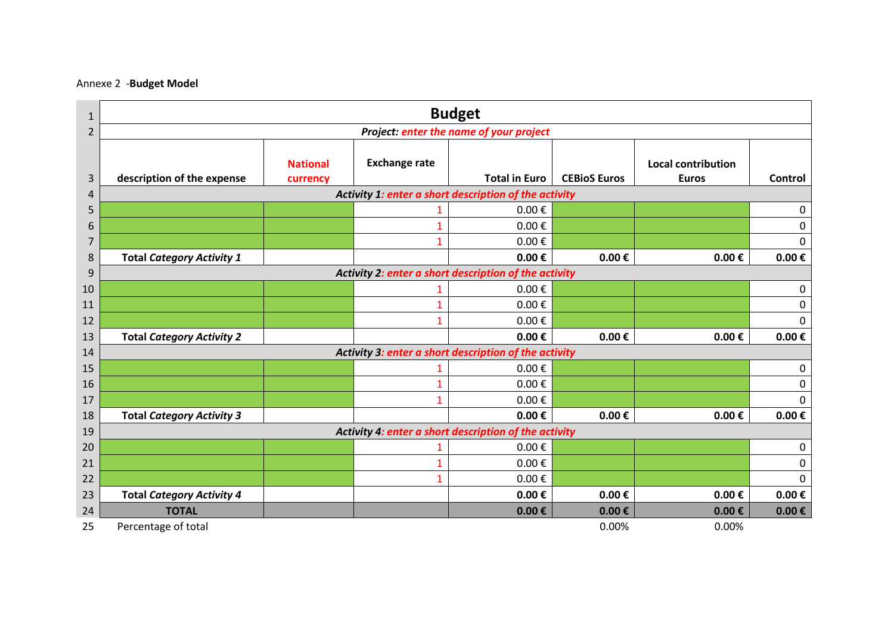Annexe 2 -**Budget Model**

| | | | | | | | |
|---|---|---|---|---|---|---|---|
| 1 | **Budget** | | | | | | |
| 2 | ***Project:** enter the name of your project* | | | | | | |
| 3 | **description of the expense** | **National currency** | **Exchange rate** | **Total in Euro** | **CEBioS Euros** | **Local contribution Euros** | **Control** |
| 4 | ***Activity 1**: enter a short description of the activity* | | | | | | |
| 5 | | | 1 | 0.00 € | | | 0 |
| 6 | | | 1 | 0.00 € | | | 0 |
| 7 | | | 1 | 0.00 € | | | 0 |
| 8 | **Total *Category Activity 1*** | | | **0.00 €** | **0.00 €** | **0.00 €** | **0.00 €** |
| 9 | ***Activity 2**: enter a short description of the activity* | | | | | | |
| 10 | | | 1 | 0.00 € | | | 0 |
| 11 | | | 1 | 0.00 € | | | 0 |
| 12 | | | 1 | 0.00 € | | | 0 |
| 13 | **Total *Category Activity 2*** | | | **0.00 €** | **0.00 €** | **0.00 €** | **0.00 €** |
| 14 | ***Activity 3**: enter a short description of the activity* | | | | | | |
| 15 | | | 1 | 0.00 € | | | 0 |
| 16 | | | 1 | 0.00 € | | | 0 |
| 17 | | | 1 | 0.00 € | | | 0 |
| 18 | **Total *Category Activity 3*** | | | **0.00 €** | **0.00 €** | **0.00 €** | **0.00 €** |
| 19 | ***Activity 4**: enter a short description of the activity* | | | | | | |
| 20 | | | 1 | 0.00 € | | | 0 |
| 21 | | | 1 | 0.00 € | | | 0 |
| 22 | | | 1 | 0.00 € | | | 0 |
| 23 | **Total *Category Activity 4*** | | | **0.00 €** | **0.00 €** | **0.00 €** | **0.00 €** |
| 24 | **TOTAL** | | | **0.00 €** | **0.00 €** | **0.00 €** | **0.00 €** |
| 25 | Percentage of total | | | | 0.00% | 0.00% | |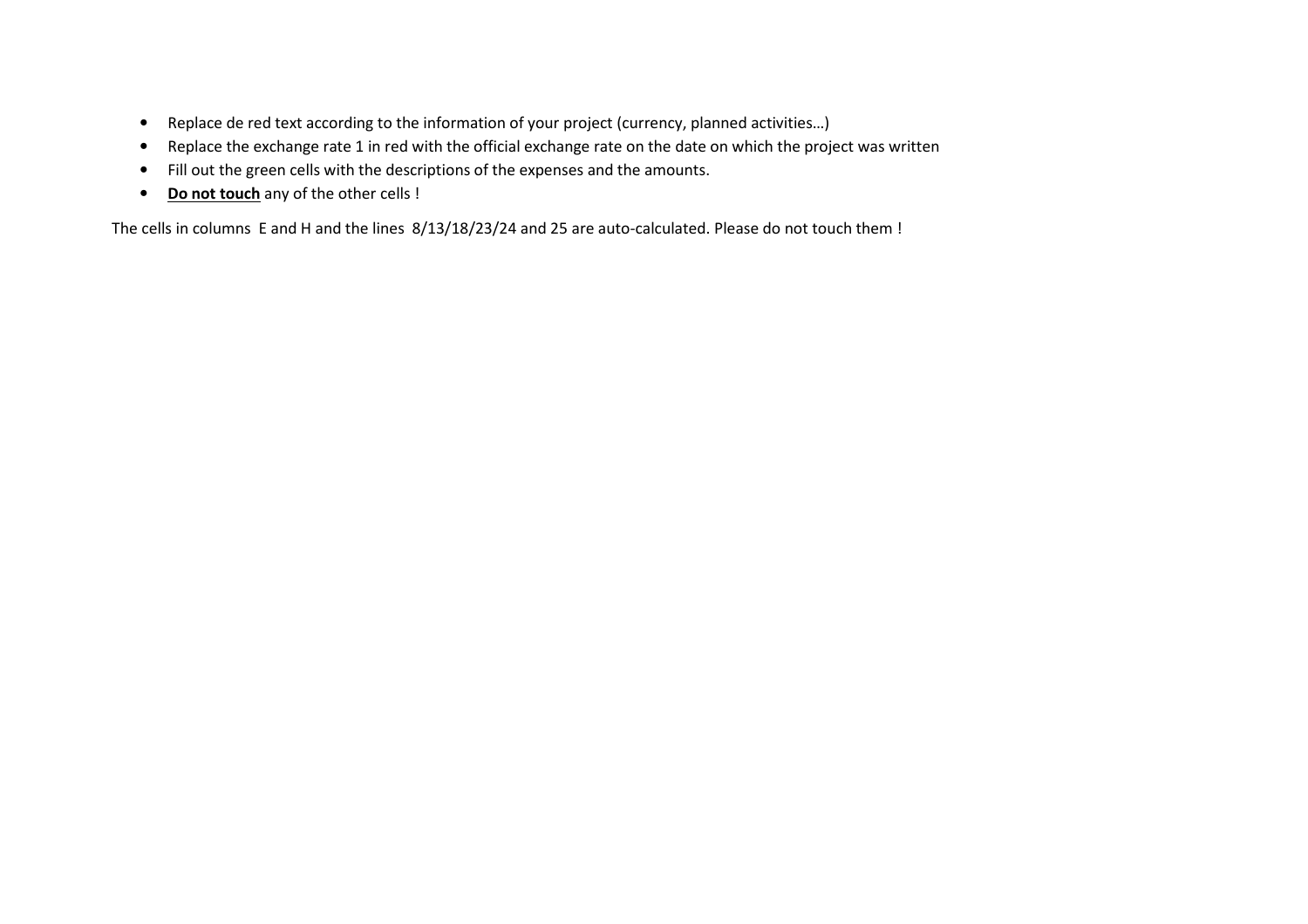- Replace de red text according to the information of your project (currency, planned activities…)
- Replace the exchange rate 1 in red with the official exchange rate on the date on which the project was written
- Fill out the green cells with the descriptions of the expenses and the amounts.
- **<u>Do not touch</u>** any of the other cells !

The cells in columns E and H and the lines 8/13/18/23/24 and 25 are auto-calculated. Please do not touch them !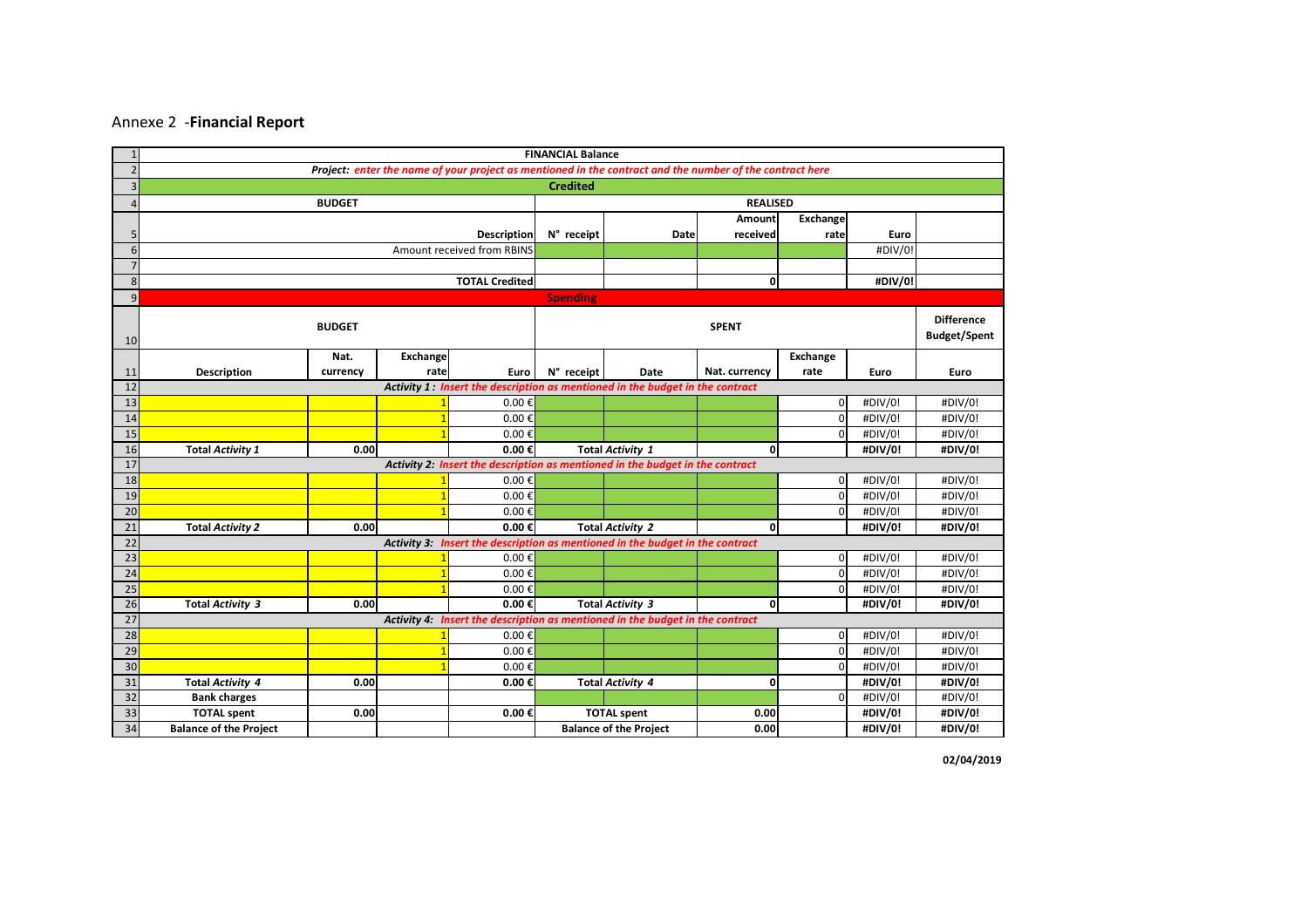Annexe 2 -**Financial Report**

| | | | | | | | | | | |
|---|---|---|---|---|---|---|---|---|---|---|
| 1 | **FINANCIAL Balance** | | | | | | | | | |
| 2 | ***Project:*** *enter the name of your project as mentioned in the contract and the number of the contract here* | | | | | | | | | |
| 3 | **Credited** | | | | | | | | | |
| 4 | **BUDGET** | | | | **REALISED** | | | | | |
| 5 | | | | **Description** | **N° receipt** | **Date** | **Amount received** | **Exchange rate** | **Euro** | |
| 6 | | | | Amount received from RBINS | | | | | #DIV/0! | |
| 7 | | | | | | | | | | |
| 8 | | | | **TOTAL Credited** | | | **0** | | **#DIV/0!** | |
| 9 | **Spending** | | | | | | | | | |
| 10 | **BUDGET** | | | | **SPENT** | | | | | **Difference Budget/Spent** |
| 11 | **Description** | **Nat. currency** | **Exchange rate** | **Euro** | **N° receipt** | **Date** | **Nat. currency** | **Exchange rate** | **Euro** | **Euro** |
| 12 | ***Activity 1 :*** *Insert the description as mentioned in the budget in the contract* | | | | | | | | | |
| 13 | | | 1 | 0.00 € | | | | 0 | #DIV/0! | #DIV/0! |
| 14 | | | 1 | 0.00 € | | | | 0 | #DIV/0! | #DIV/0! |
| 15 | | | 1 | 0.00 € | | | | 0 | #DIV/0! | #DIV/0! |
| 16 | **Total *Activity 1*** | **0.00** | | **0.00 €** | **Total *Activity 1*** | | **0** | | **#DIV/0!** | **#DIV/0!** |
| 17 | ***Activity 2:*** *Insert the description as mentioned in the budget in the contract* | | | | | | | | | |
| 18 | | | 1 | 0.00 € | | | | 0 | #DIV/0! | #DIV/0! |
| 19 | | | 1 | 0.00 € | | | | 0 | #DIV/0! | #DIV/0! |
| 20 | | | 1 | 0.00 € | | | | 0 | #DIV/0! | #DIV/0! |
| 21 | **Total *Activity 2*** | **0.00** | | **0.00 €** | **Total *Activity 2*** | | **0** | | **#DIV/0!** | **#DIV/0!** |
| 22 | ***Activity 3:*** *Insert the description as mentioned in the budget in the contract* | | | | | | | | | |
| 23 | | | 1 | 0.00 € | | | | 0 | #DIV/0! | #DIV/0! |
| 24 | | | 1 | 0.00 € | | | | 0 | #DIV/0! | #DIV/0! |
| 25 | | | 1 | 0.00 € | | | | 0 | #DIV/0! | #DIV/0! |
| 26 | **Total *Activity 3*** | **0.00** | | **0.00 €** | **Total *Activity 3*** | | **0** | | **#DIV/0!** | **#DIV/0!** |
| 27 | ***Activity 4:*** *Insert the description as mentioned in the budget in the contract* | | | | | | | | | |
| 28 | | | 1 | 0.00 € | | | | 0 | #DIV/0! | #DIV/0! |
| 29 | | | 1 | 0.00 € | | | | 0 | #DIV/0! | #DIV/0! |
| 30 | | | 1 | 0.00 € | | | | 0 | #DIV/0! | #DIV/0! |
| 31 | **Total *Activity 4*** | **0.00** | | **0.00 €** | **Total *Activity 4*** | | **0** | | **#DIV/0!** | **#DIV/0!** |
| 32 | **Bank charges** | | | | | | | 0 | #DIV/0! | #DIV/0! |
| 33 | **TOTAL spent** | **0.00** | | **0.00 €** | **TOTAL spent** | | **0.00** | | **#DIV/0!** | **#DIV/0!** |
| 34 | **Balance of the Project** | | | | **Balance of the Project** | | **0.00** | | **#DIV/0!** | **#DIV/0!** |

**02/04/2019**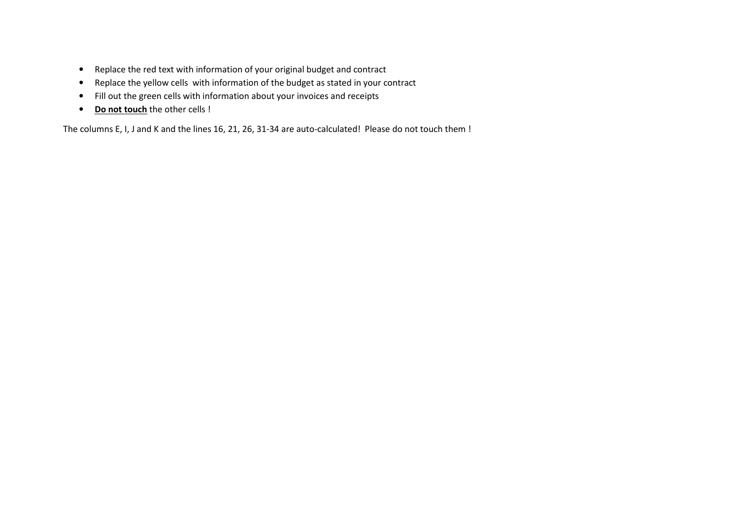- Replace the red text with information of your original budget and contract
- Replace the yellow cells with information of the budget as stated in your contract
- Fill out the green cells with information about your invoices and receipts
- **<u>Do not touch</u>** the other cells !

The columns E, I, J and K and the lines 16, 21, 26, 31-34 are auto-calculated! Please do not touch them !